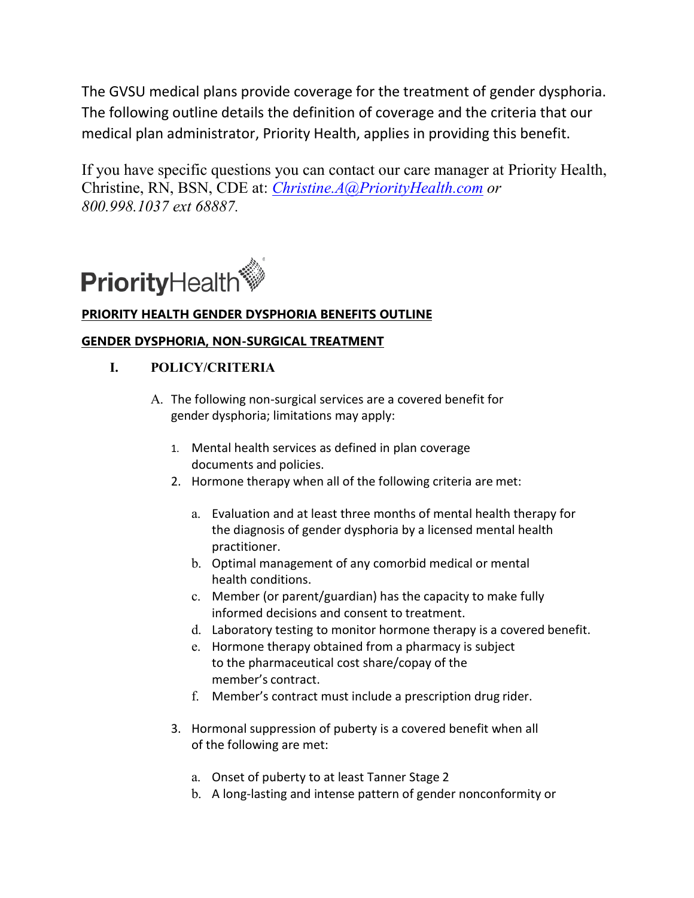The GVSU medical plans provide coverage for the treatment of gender dysphoria. The following outline details the definition of coverage and the criteria that our medical plan administrator, Priority Health, applies in providing this benefit.

If you have specific questions you can contact our care manager at Priority Health, Christine, RN, BSN, CDE at: *Christine.A@PriorityHealth.com or 800.998.1037 ext 68887.*

PriorityHealth

**PRIORITY HEALTH GENDER DYSPHORIA BENEFITS OUTLINE**

**GENDER DYSPHORIA, NON-SURGICAL TREATMENT**

**I. POLICY/CRITERIA**

A. The following non-surgical services are a covered benefit for gender dysphoria; limitations may apply:

1. Mental health services as defined in plan coverage documents and policies.
2. Hormone therapy when all of the following criteria are met:

    a. Evaluation and at least three months of mental health therapy for the diagnosis of gender dysphoria by a licensed mental health practitioner.
    b. Optimal management of any comorbid medical or mental health conditions.
    c. Member (or parent/guardian) has the capacity to make fully informed decisions and consent to treatment.
    d. Laboratory testing to monitor hormone therapy is a covered benefit.
    e. Hormone therapy obtained from a pharmacy is subject to the pharmaceutical cost share/copay of the member's contract.
    f. Member's contract must include a prescription drug rider.

3. Hormonal suppression of puberty is a covered benefit when all of the following are met:

    a. Onset of puberty to at least Tanner Stage 2
    b. A long-lasting and intense pattern of gender nonconformity or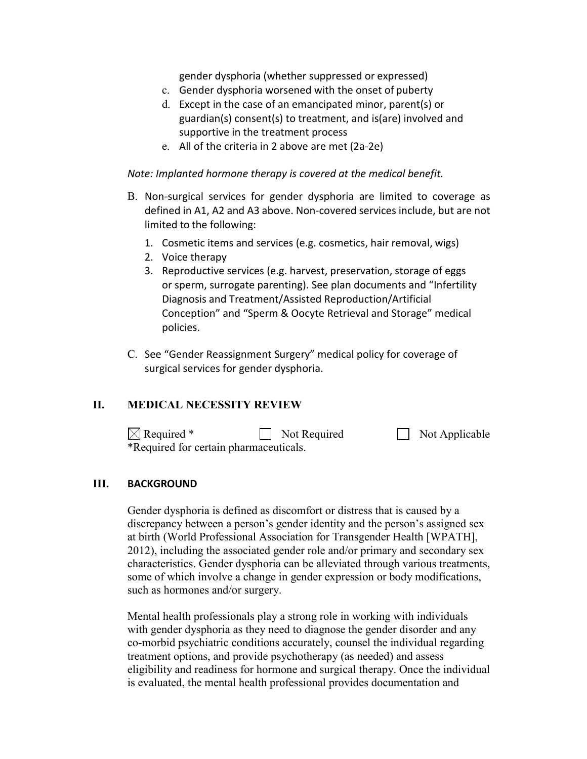gender dysphoria (whether suppressed or expressed)

c. Gender dysphoria worsened with the onset of puberty
d. Except in the case of an emancipated minor, parent(s) or guardian(s) consent(s) to treatment, and is(are) involved and supportive in the treatment process
e. All of the criteria in 2 above are met (2a-2e)

*Note: Implanted hormone therapy is covered at the medical benefit.*

B. Non-surgical services for gender dysphoria are limited to coverage as defined in A1, A2 and A3 above. Non-covered services include, but are not limited to the following:

1. Cosmetic items and services (e.g. cosmetics, hair removal, wigs)
2. Voice therapy
3. Reproductive services (e.g. harvest, preservation, storage of eggs or sperm, surrogate parenting). See plan documents and "Infertility Diagnosis and Treatment/Assisted Reproduction/Artificial Conception" and "Sperm & Oocyte Retrieval and Storage" medical policies.

C. See "Gender Reassignment Surgery" medical policy for coverage of surgical services for gender dysphoria.

## II. MEDICAL NECESSITY REVIEW

☒ Required * ☐ Not Required ☐ Not Applicable

*Required for certain pharmaceuticals.

## III. BACKGROUND

Gender dysphoria is defined as discomfort or distress that is caused by a discrepancy between a person's gender identity and the person's assigned sex at birth (World Professional Association for Transgender Health [WPATH], 2012), including the associated gender role and/or primary and secondary sex characteristics. Gender dysphoria can be alleviated through various treatments, some of which involve a change in gender expression or body modifications, such as hormones and/or surgery.

Mental health professionals play a strong role in working with individuals with gender dysphoria as they need to diagnose the gender disorder and any co-morbid psychiatric conditions accurately, counsel the individual regarding treatment options, and provide psychotherapy (as needed) and assess eligibility and readiness for hormone and surgical therapy. Once the individual is evaluated, the mental health professional provides documentation and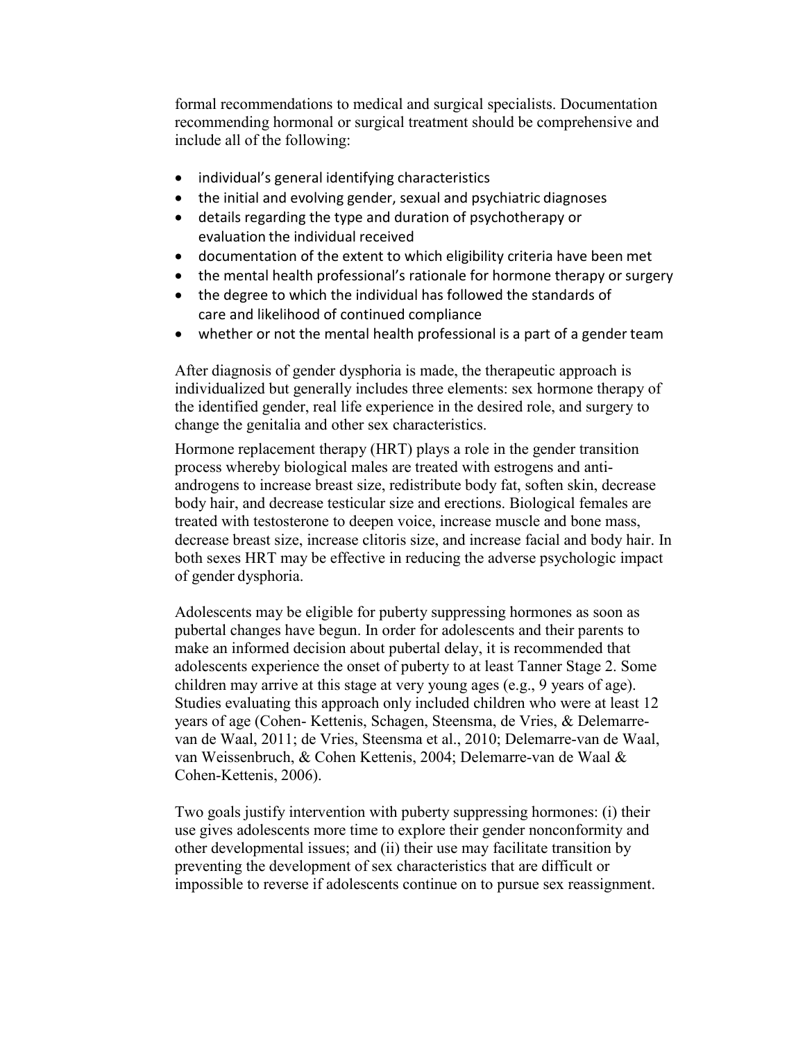formal recommendations to medical and surgical specialists. Documentation recommending hormonal or surgical treatment should be comprehensive and include all of the following:

- individual's general identifying characteristics
- the initial and evolving gender, sexual and psychiatric diagnoses
- details regarding the type and duration of psychotherapy or evaluation the individual received
- documentation of the extent to which eligibility criteria have been met
- the mental health professional's rationale for hormone therapy or surgery
- the degree to which the individual has followed the standards of care and likelihood of continued compliance
- whether or not the mental health professional is a part of a gender team

After diagnosis of gender dysphoria is made, the therapeutic approach is individualized but generally includes three elements: sex hormone therapy of the identified gender, real life experience in the desired role, and surgery to change the genitalia and other sex characteristics.

Hormone replacement therapy (HRT) plays a role in the gender transition process whereby biological males are treated with estrogens and anti-androgens to increase breast size, redistribute body fat, soften skin, decrease body hair, and decrease testicular size and erections. Biological females are treated with testosterone to deepen voice, increase muscle and bone mass, decrease breast size, increase clitoris size, and increase facial and body hair. In both sexes HRT may be effective in reducing the adverse psychologic impact of gender dysphoria.

Adolescents may be eligible for puberty suppressing hormones as soon as pubertal changes have begun. In order for adolescents and their parents to make an informed decision about pubertal delay, it is recommended that adolescents experience the onset of puberty to at least Tanner Stage 2. Some children may arrive at this stage at very young ages (e.g., 9 years of age). Studies evaluating this approach only included children who were at least 12 years of age (Cohen- Kettenis, Schagen, Steensma, de Vries, & Delemarre-van de Waal, 2011; de Vries, Steensma et al., 2010; Delemarre-van de Waal, van Weissenbruch, & Cohen Kettenis, 2004; Delemarre-van de Waal & Cohen-Kettenis, 2006).

Two goals justify intervention with puberty suppressing hormones: (i) their use gives adolescents more time to explore their gender nonconformity and other developmental issues; and (ii) their use may facilitate transition by preventing the development of sex characteristics that are difficult or impossible to reverse if adolescents continue on to pursue sex reassignment.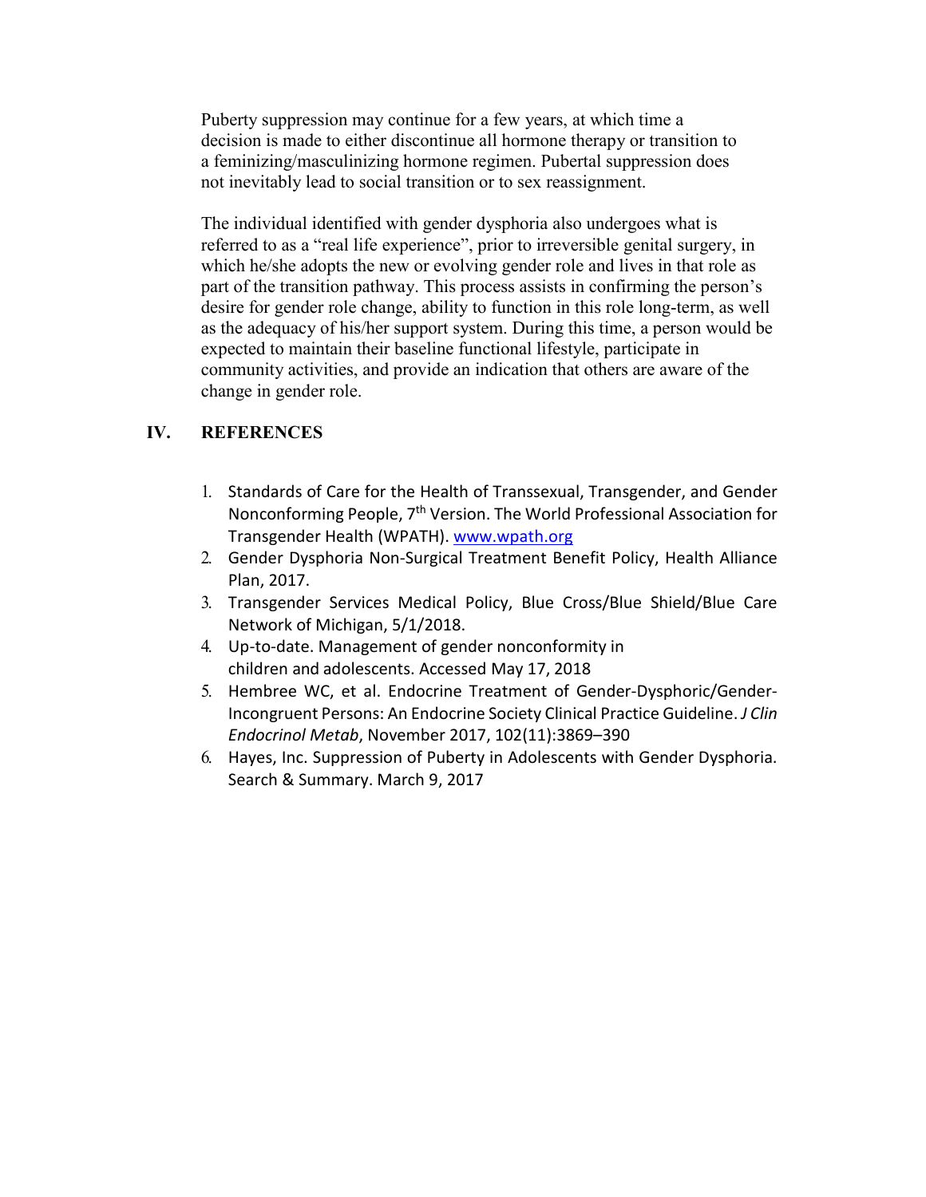Puberty suppression may continue for a few years, at which time a decision is made to either discontinue all hormone therapy or transition to a feminizing/masculinizing hormone regimen. Pubertal suppression does not inevitably lead to social transition or to sex reassignment.

The individual identified with gender dysphoria also undergoes what is referred to as a "real life experience", prior to irreversible genital surgery, in which he/she adopts the new or evolving gender role and lives in that role as part of the transition pathway. This process assists in confirming the person's desire for gender role change, ability to function in this role long-term, as well as the adequacy of his/her support system. During this time, a person would be expected to maintain their baseline functional lifestyle, participate in community activities, and provide an indication that others are aware of the change in gender role.

## IV. REFERENCES

1. Standards of Care for the Health of Transsexual, Transgender, and Gender Nonconforming People, 7th Version. The World Professional Association for Transgender Health (WPATH). www.wpath.org
2. Gender Dysphoria Non-Surgical Treatment Benefit Policy, Health Alliance Plan, 2017.
3. Transgender Services Medical Policy, Blue Cross/Blue Shield/Blue Care Network of Michigan, 5/1/2018.
4. Up-to-date. Management of gender nonconformity in children and adolescents. Accessed May 17, 2018
5. Hembree WC, et al. Endocrine Treatment of Gender-Dysphoric/Gender-Incongruent Persons: An Endocrine Society Clinical Practice Guideline. *J Clin Endocrinol Metab*, November 2017, 102(11):3869–390
6. Hayes, Inc. Suppression of Puberty in Adolescents with Gender Dysphoria. Search & Summary. March 9, 2017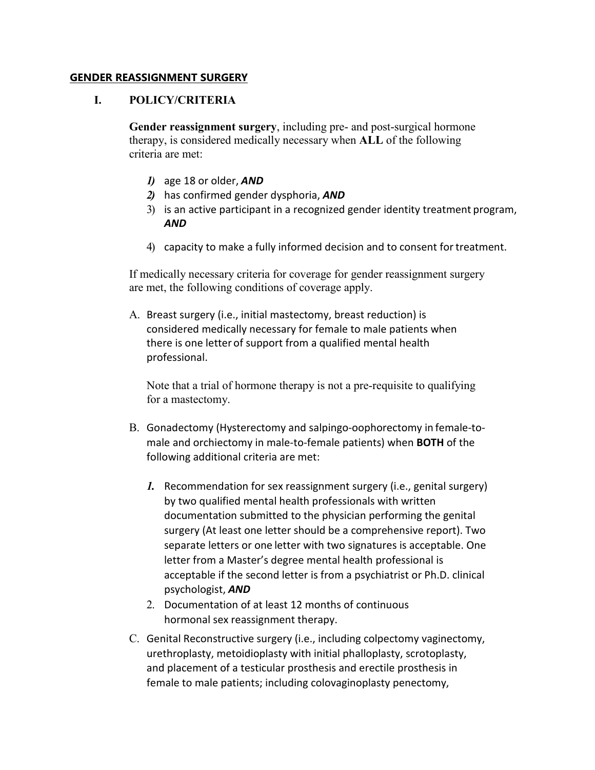**GENDER REASSIGNMENT SURGERY**

## I. POLICY/CRITERIA

**Gender reassignment surgery**, including pre- and post-surgical hormone therapy, is considered medically necessary when **ALL** of the following criteria are met:

1) age 18 or older, ***AND***
2) has confirmed gender dysphoria, ***AND***
3) is an active participant in a recognized gender identity treatment program, ***AND***
4) capacity to make a fully informed decision and to consent for treatment.

If medically necessary criteria for coverage for gender reassignment surgery are met, the following conditions of coverage apply.

A. Breast surgery (i.e., initial mastectomy, breast reduction) is considered medically necessary for female to male patients when there is one letter of support from a qualified mental health professional.

   Note that a trial of hormone therapy is not a pre-requisite to qualifying for a mastectomy.

B. Gonadectomy (Hysterectomy and salpingo-oophorectomy in female-to-male and orchiectomy in male-to-female patients) when **BOTH** of the following additional criteria are met:

   1. Recommendation for sex reassignment surgery (i.e., genital surgery) by two qualified mental health professionals with written documentation submitted to the physician performing the genital surgery (At least one letter should be a comprehensive report). Two separate letters or one letter with two signatures is acceptable. One letter from a Master's degree mental health professional is acceptable if the second letter is from a psychiatrist or Ph.D. clinical psychologist, ***AND***
   2. Documentation of at least 12 months of continuous hormonal sex reassignment therapy.

C. Genital Reconstructive surgery (i.e., including colpectomy vaginectomy, urethroplasty, metoidioplasty with initial phalloplasty, scrotoplasty, and placement of a testicular prosthesis and erectile prosthesis in female to male patients; including colovaginoplasty penectomy,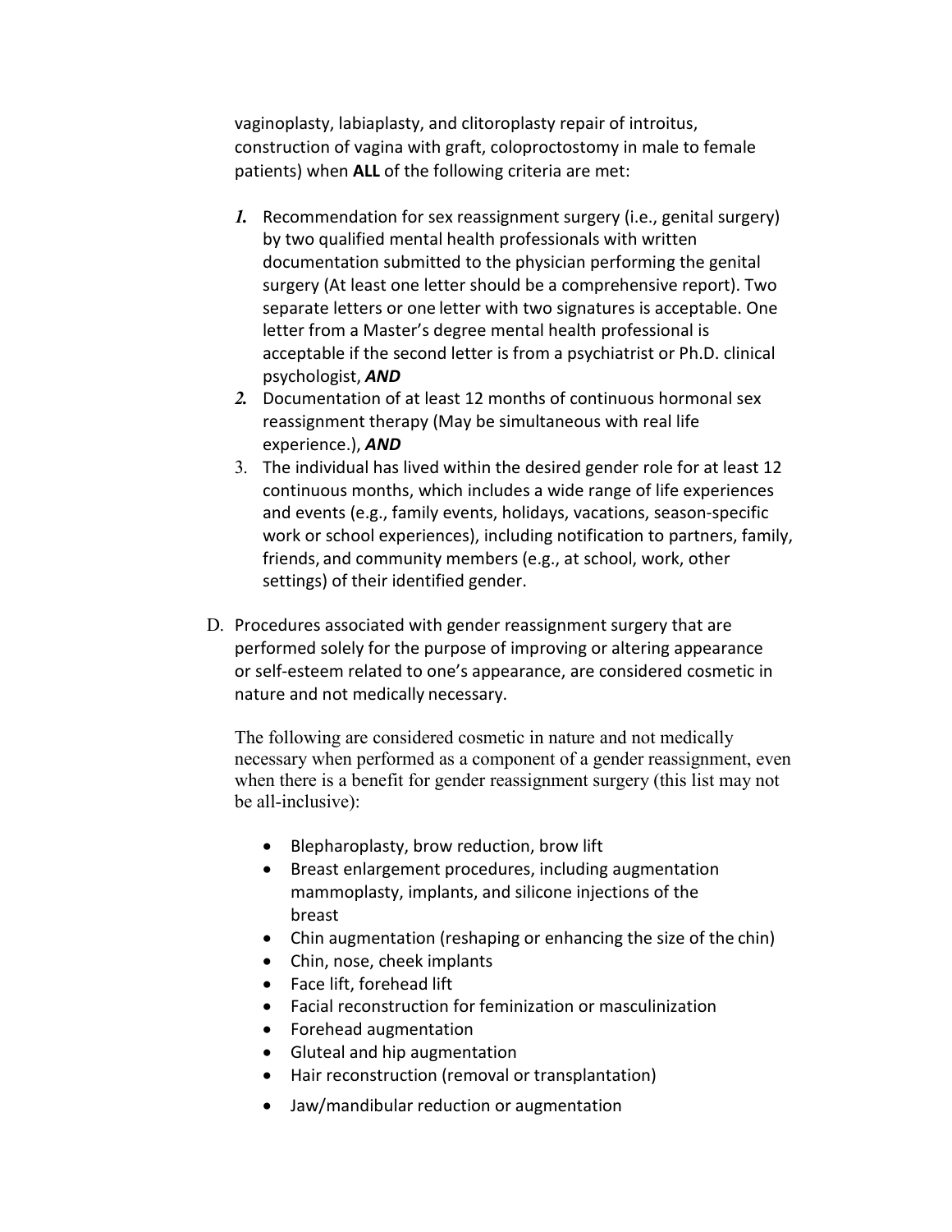vaginoplasty, labiaplasty, and clitoroplasty repair of introitus, construction of vagina with graft, coloproctostomy in male to female patients) when **ALL** of the following criteria are met:

1. Recommendation for sex reassignment surgery (i.e., genital surgery) by two qualified mental health professionals with written documentation submitted to the physician performing the genital surgery (At least one letter should be a comprehensive report). Two separate letters or one letter with two signatures is acceptable. One letter from a Master's degree mental health professional is acceptable if the second letter is from a psychiatrist or Ph.D. clinical psychologist, ***AND***
2. Documentation of at least 12 months of continuous hormonal sex reassignment therapy (May be simultaneous with real life experience.), ***AND***
3. The individual has lived within the desired gender role for at least 12 continuous months, which includes a wide range of life experiences and events (e.g., family events, holidays, vacations, season-specific work or school experiences), including notification to partners, family, friends, and community members (e.g., at school, work, other settings) of their identified gender.

D. Procedures associated with gender reassignment surgery that are performed solely for the purpose of improving or altering appearance or self-esteem related to one's appearance, are considered cosmetic in nature and not medically necessary.

The following are considered cosmetic in nature and not medically necessary when performed as a component of a gender reassignment, even when there is a benefit for gender reassignment surgery (this list may not be all-inclusive):

- Blepharoplasty, brow reduction, brow lift
- Breast enlargement procedures, including augmentation mammoplasty, implants, and silicone injections of the breast
- Chin augmentation (reshaping or enhancing the size of the chin)
- Chin, nose, cheek implants
- Face lift, forehead lift
- Facial reconstruction for feminization or masculinization
- Forehead augmentation
- Gluteal and hip augmentation
- Hair reconstruction (removal or transplantation)
- Jaw/mandibular reduction or augmentation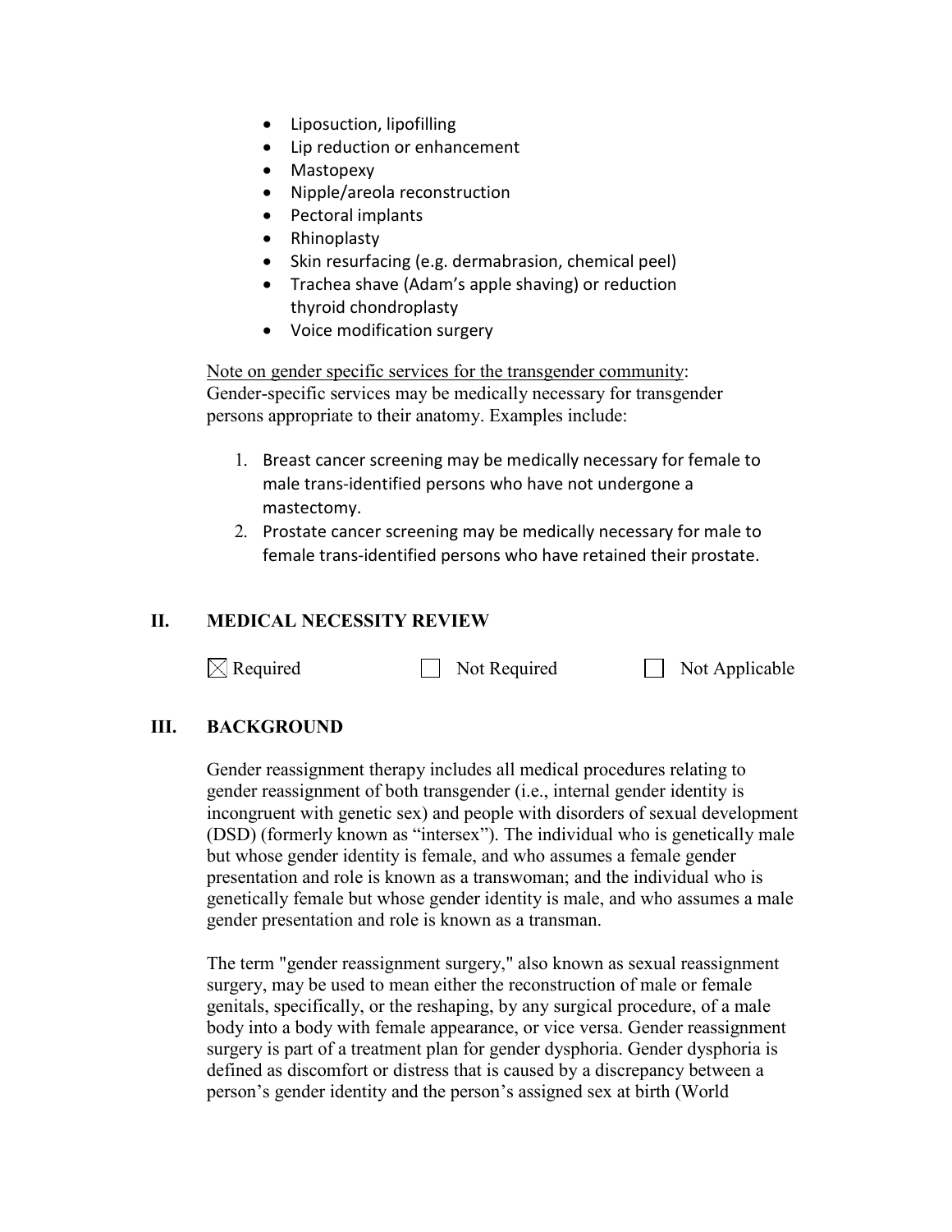- Liposuction, lipofilling
- Lip reduction or enhancement
- Mastopexy
- Nipple/areola reconstruction
- Pectoral implants
- Rhinoplasty
- Skin resurfacing (e.g. dermabrasion, chemical peel)
- Trachea shave (Adam's apple shaving) or reduction thyroid chondroplasty
- Voice modification surgery

<u>Note on gender specific services for the transgender community</u>: Gender-specific services may be medically necessary for transgender persons appropriate to their anatomy. Examples include:

1. Breast cancer screening may be medically necessary for female to male trans-identified persons who have not undergone a mastectomy.
2. Prostate cancer screening may be medically necessary for male to female trans-identified persons who have retained their prostate.

## II. MEDICAL NECESSITY REVIEW

☒ Required ☐ Not Required ☐ Not Applicable

## III. BACKGROUND

Gender reassignment therapy includes all medical procedures relating to gender reassignment of both transgender (i.e., internal gender identity is incongruent with genetic sex) and people with disorders of sexual development (DSD) (formerly known as "intersex"). The individual who is genetically male but whose gender identity is female, and who assumes a female gender presentation and role is known as a transwoman; and the individual who is genetically female but whose gender identity is male, and who assumes a male gender presentation and role is known as a transman.

The term "gender reassignment surgery," also known as sexual reassignment surgery, may be used to mean either the reconstruction of male or female genitals, specifically, or the reshaping, by any surgical procedure, of a male body into a body with female appearance, or vice versa. Gender reassignment surgery is part of a treatment plan for gender dysphoria. Gender dysphoria is defined as discomfort or distress that is caused by a discrepancy between a person's gender identity and the person's assigned sex at birth (World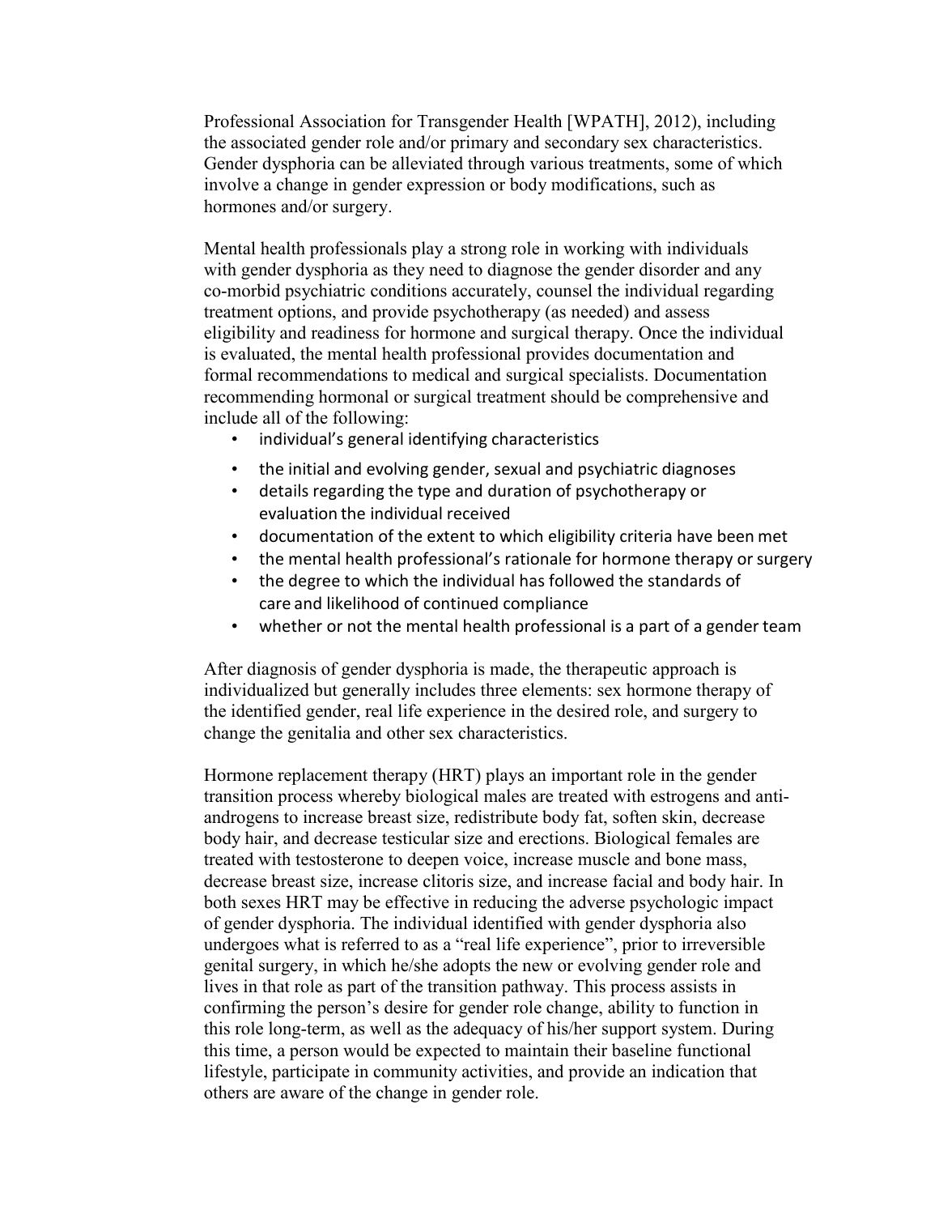Professional Association for Transgender Health [WPATH], 2012), including the associated gender role and/or primary and secondary sex characteristics. Gender dysphoria can be alleviated through various treatments, some of which involve a change in gender expression or body modifications, such as hormones and/or surgery.

Mental health professionals play a strong role in working with individuals with gender dysphoria as they need to diagnose the gender disorder and any co-morbid psychiatric conditions accurately, counsel the individual regarding treatment options, and provide psychotherapy (as needed) and assess eligibility and readiness for hormone and surgical therapy. Once the individual is evaluated, the mental health professional provides documentation and formal recommendations to medical and surgical specialists. Documentation recommending hormonal or surgical treatment should be comprehensive and include all of the following:

- individual's general identifying characteristics
- the initial and evolving gender, sexual and psychiatric diagnoses
- details regarding the type and duration of psychotherapy or evaluation the individual received
- documentation of the extent to which eligibility criteria have been met
- the mental health professional's rationale for hormone therapy or surgery
- the degree to which the individual has followed the standards of care and likelihood of continued compliance
- whether or not the mental health professional is a part of a gender team

After diagnosis of gender dysphoria is made, the therapeutic approach is individualized but generally includes three elements: sex hormone therapy of the identified gender, real life experience in the desired role, and surgery to change the genitalia and other sex characteristics.

Hormone replacement therapy (HRT) plays an important role in the gender transition process whereby biological males are treated with estrogens and anti-androgens to increase breast size, redistribute body fat, soften skin, decrease body hair, and decrease testicular size and erections. Biological females are treated with testosterone to deepen voice, increase muscle and bone mass, decrease breast size, increase clitoris size, and increase facial and body hair. In both sexes HRT may be effective in reducing the adverse psychologic impact of gender dysphoria. The individual identified with gender dysphoria also undergoes what is referred to as a "real life experience", prior to irreversible genital surgery, in which he/she adopts the new or evolving gender role and lives in that role as part of the transition pathway. This process assists in confirming the person's desire for gender role change, ability to function in this role long-term, as well as the adequacy of his/her support system. During this time, a person would be expected to maintain their baseline functional lifestyle, participate in community activities, and provide an indication that others are aware of the change in gender role.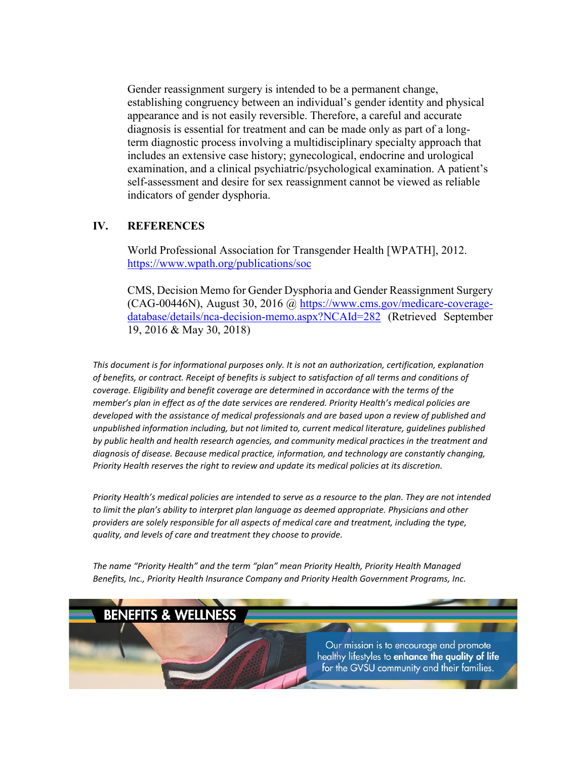Gender reassignment surgery is intended to be a permanent change, establishing congruency between an individual's gender identity and physical appearance and is not easily reversible. Therefore, a careful and accurate diagnosis is essential for treatment and can be made only as part of a long-term diagnostic process involving a multidisciplinary specialty approach that includes an extensive case history; gynecological, endocrine and urological examination, and a clinical psychiatric/psychological examination. A patient's self-assessment and desire for sex reassignment cannot be viewed as reliable indicators of gender dysphoria.

## IV. REFERENCES

World Professional Association for Transgender Health [WPATH], 2012. https://www.wpath.org/publications/soc

CMS, Decision Memo for Gender Dysphoria and Gender Reassignment Surgery (CAG-00446N), August 30, 2016 @ https://www.cms.gov/medicare-coverage-database/details/nca-decision-memo.aspx?NCAId=282 (Retrieved September 19, 2016 & May 30, 2018)

*This document is for informational purposes only. It is not an authorization, certification, explanation of benefits, or contract. Receipt of benefits is subject to satisfaction of all terms and conditions of coverage. Eligibility and benefit coverage are determined in accordance with the terms of the member's plan in effect as of the date services are rendered. Priority Health's medical policies are developed with the assistance of medical professionals and are based upon a review of published and unpublished information including, but not limited to, current medical literature, guidelines published by public health and health research agencies, and community medical practices in the treatment and diagnosis of disease. Because medical practice, information, and technology are constantly changing, Priority Health reserves the right to review and update its medical policies at its discretion.*

*Priority Health's medical policies are intended to serve as a resource to the plan. They are not intended to limit the plan's ability to interpret plan language as deemed appropriate. Physicians and other providers are solely responsible for all aspects of medical care and treatment, including the type, quality, and levels of care and treatment they choose to provide.*

*The name "Priority Health" and the term "plan" mean Priority Health, Priority Health Managed Benefits, Inc., Priority Health Insurance Company and Priority Health Government Programs, Inc.*